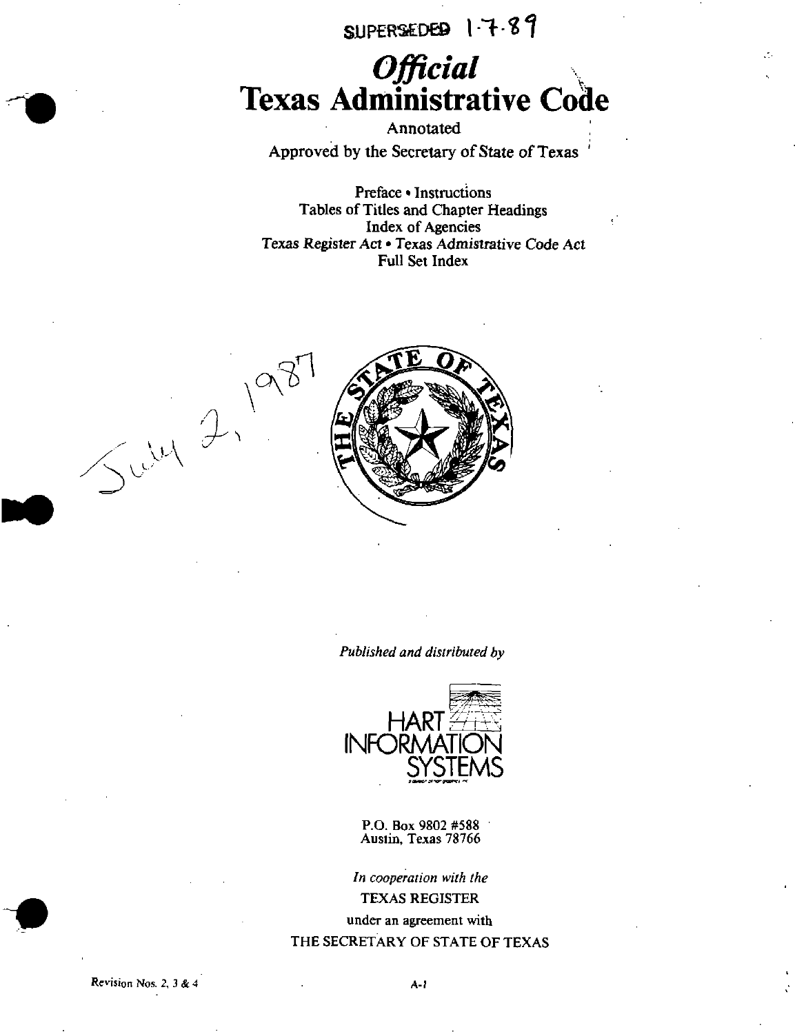SUPERSEDED 1-7-89

# *Official*
# Texas Administrative Code

Annotated

Approved by the Secretary of State of Texas

Preface • Instructions
Tables of Titles and Chapter Headings
Index of Agencies
*Texas Register Act* • Texas Admistrative Code Act
Full Set Index

July 2, 1987

*Published and distributed by*

HART INFORMATION SYSTEMS

P.O. Box 9802 #588
Austin, Texas 78766

*In cooperation with the*
TEXAS REGISTER
under an agreement with
THE SECRETARY OF STATE OF TEXAS

Revision Nos. 2, 3 & 4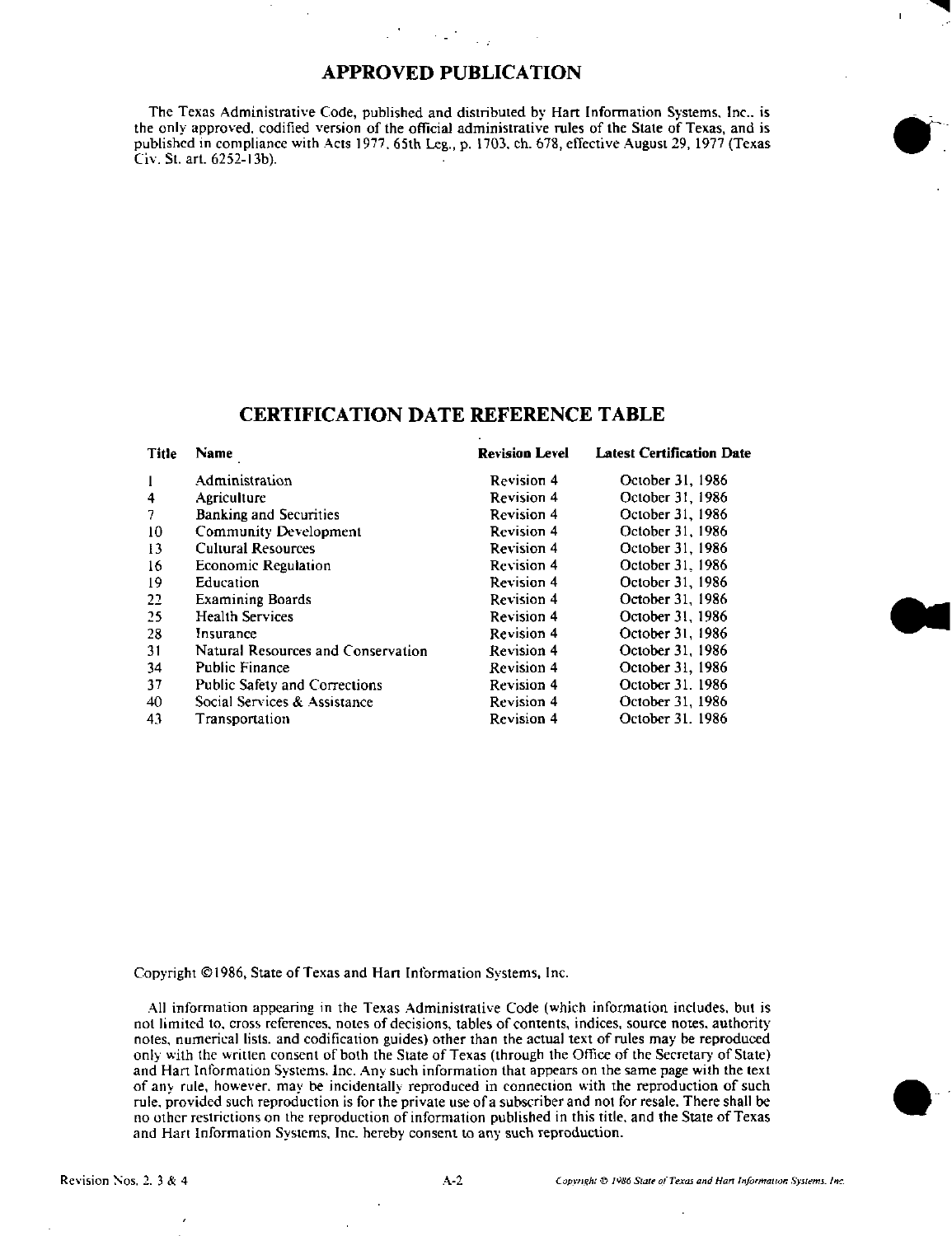# APPROVED PUBLICATION

The Texas Administrative Code, published and distributed by Hart Information Systems, Inc., is the only approved, codified version of the official administrative rules of the State of Texas, and is published in compliance with Acts 1977, 65th Leg., p. 1703, ch. 678, effective August 29, 1977 (Texas Civ. St. art. 6252-13b).

# CERTIFICATION DATE REFERENCE TABLE

| Title | Name | Revision Level | Latest Certification Date |
|---|---|---|---|
| 1 | Administration | Revision 4 | October 31, 1986 |
| 4 | Agriculture | Revision 4 | October 31, 1986 |
| 7 | Banking and Securities | Revision 4 | October 31, 1986 |
| 10 | Community Development | Revision 4 | October 31, 1986 |
| 13 | Cultural Resources | Revision 4 | October 31, 1986 |
| 16 | Economic Regulation | Revision 4 | October 31, 1986 |
| 19 | Education | Revision 4 | October 31, 1986 |
| 22 | Examining Boards | Revision 4 | October 31, 1986 |
| 25 | Health Services | Revision 4 | October 31, 1986 |
| 28 | Insurance | Revision 4 | October 31, 1986 |
| 31 | Natural Resources and Conservation | Revision 4 | October 31, 1986 |
| 34 | Public Finance | Revision 4 | October 31, 1986 |
| 37 | Public Safety and Corrections | Revision 4 | October 31, 1986 |
| 40 | Social Services & Assistance | Revision 4 | October 31, 1986 |
| 43 | Transportation | Revision 4 | October 31, 1986 |

Copyright ©1986, State of Texas and Hart Information Systems, Inc.

All information appearing in the Texas Administrative Code (which information includes, but is not limited to, cross references, notes of decisions, tables of contents, indices, source notes, authority notes, numerical lists, and codification guides) other than the actual text of rules may be reproduced only with the written consent of both the State of Texas (through the Office of the Secretary of State) and Hart Information Systems, Inc. Any such information that appears on the same page with the text of any rule, however, may be incidentally reproduced in connection with the reproduction of such rule, provided such reproduction is for the private use of a subscriber and not for resale. There shall be no other restrictions on the reproduction of information published in this title, and the State of Texas and Hart Information Systems, Inc. hereby consent to any such reproduction.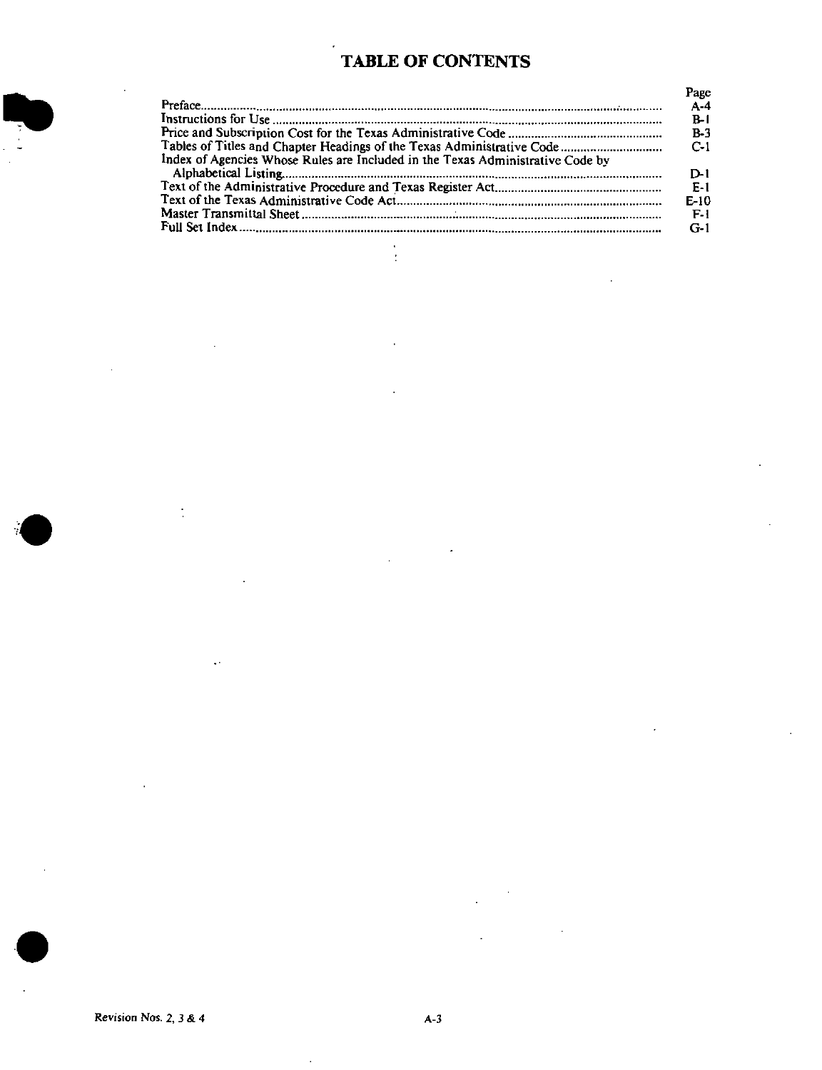# TABLE OF CONTENTS

| | Page |
|---|---|
| Preface | A-4 |
| Instructions for Use | B-1 |
| Price and Subscription Cost for the Texas Administrative Code | B-3 |
| Tables of Titles and Chapter Headings of the Texas Administrative Code | C-1 |
| Index of Agencies Whose Rules are Included in the Texas Administrative Code by Alphabetical Listing | D-1 |
| Text of the Administrative Procedure and Texas Register Act | E-1 |
| Text of the Texas Administrative Code Act | E-10 |
| Master Transmittal Sheet | F-1 |
| Full Set Index | G-1 |

Revision Nos. 2, 3 & 4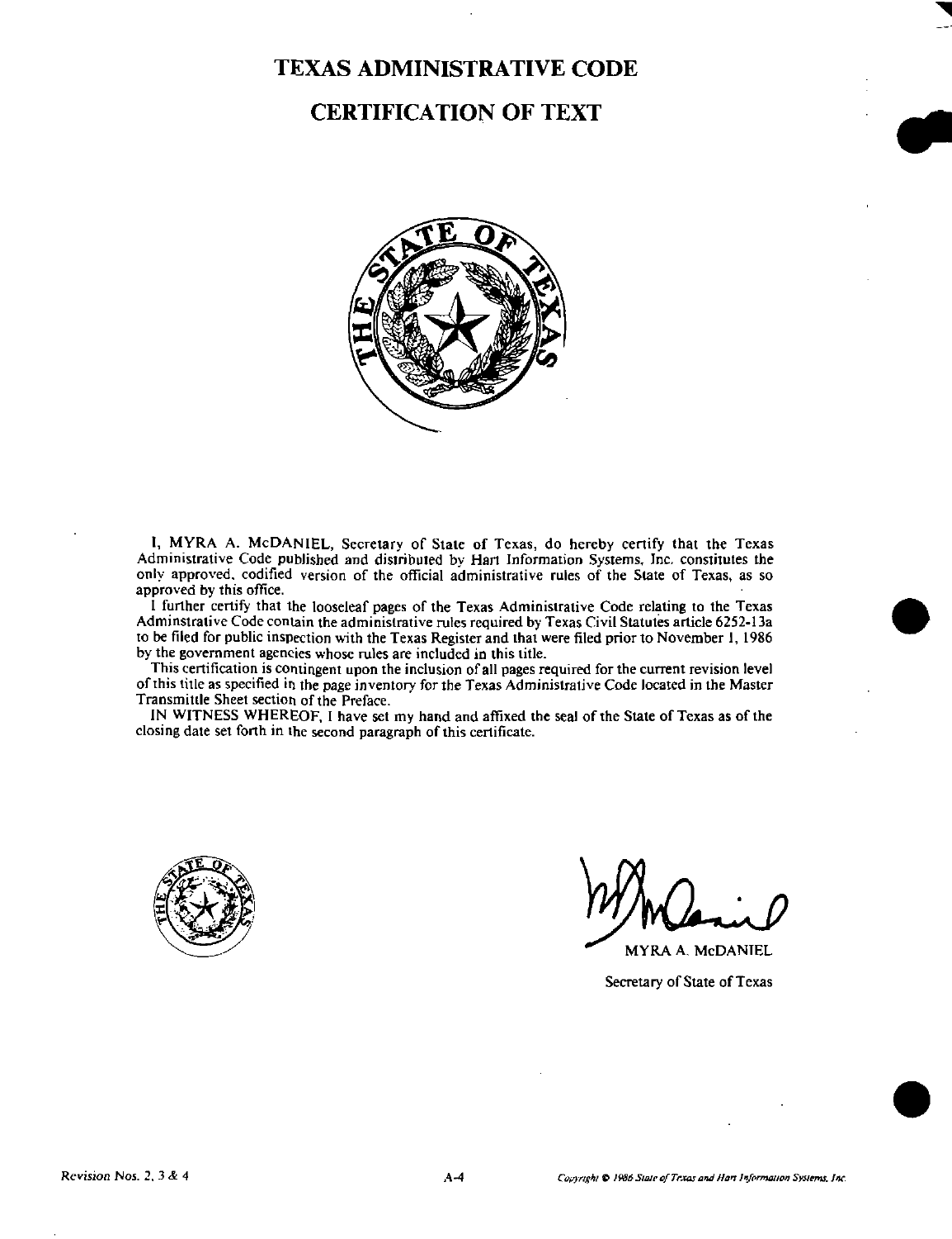# TEXAS ADMINISTRATIVE CODE

# CERTIFICATION OF TEXT

I, MYRA A. McDANIEL, Secretary of State of Texas, do hereby certify that the Texas Administrative Code published and distributed by Hart Information Systems, Inc. constitutes the only approved, codified version of the official administrative rules of the State of Texas, as so approved by this office.

I further certify that the looseleaf pages of the Texas Administrative Code relating to the Texas Adminstrative Code contain the administrative rules required by Texas Civil Statutes article 6252-13a to be filed for public inspection with the Texas Register and that were filed prior to November 1, 1986 by the government agencies whose rules are included in this title.

This certification is contingent upon the inclusion of all pages required for the current revision level of this title as specified in the page inventory for the Texas Administrative Code located in the Master Transmittle Sheet section of the Preface.

IN WITNESS WHEREOF, I have set my hand and affixed the seal of the State of Texas as of the closing date set forth in the second paragraph of this certificate.

MYRA A. McDANIEL

Secretary of State of Texas

Revision Nos. 2, 3 & 4

Copyright © 1986 State of Texas and Hart Information Systems, Inc.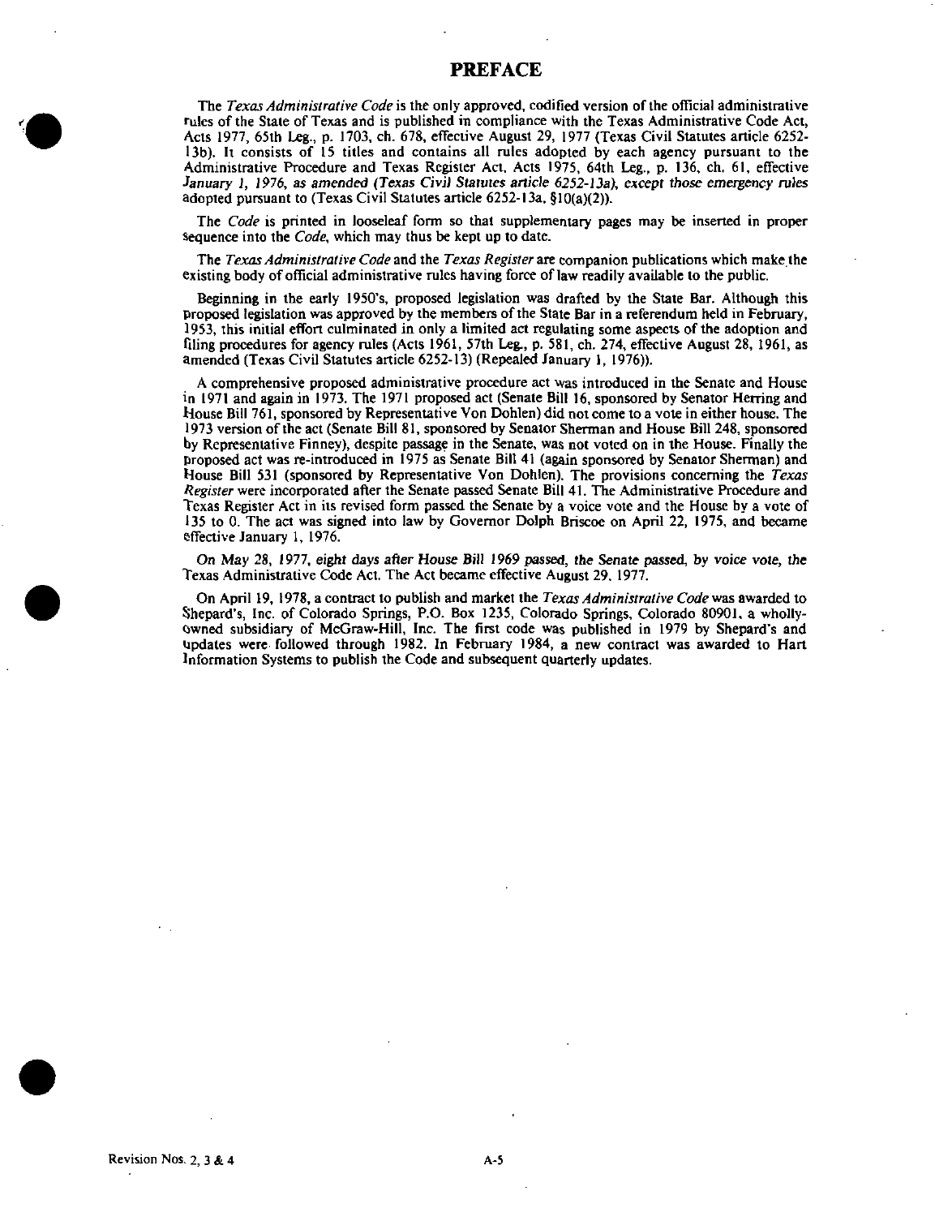# PREFACE

The *Texas Administrative Code* is the only approved, codified version of the official administrative rules of the State of Texas and is published in compliance with the Texas Administrative Code Act, Acts 1977, 65th Leg., p. 1703, ch. 678, effective August 29, 1977 (Texas Civil Statutes article 6252-13b). It consists of 15 titles and contains all rules adopted by each agency pursuant to the Administrative Procedure and Texas Register Act, Acts 1975, 64th Leg., p. 136, ch. 61, effective *January 1, 1976, as amended (Texas Civil Statutes article 6252-13a), except those emergency rules* adopted pursuant to (Texas Civil Statutes article 6252-13a, §10(a)(2)).

The *Code* is printed in looseleaf form so that supplementary pages may be inserted in proper sequence into the *Code*, which may thus be kept up to date.

The *Texas Administrative Code* and the *Texas Register* are companion publications which make the existing body of official administrative rules having force of law readily available to the public.

Beginning in the early 1950's, proposed legislation was drafted by the State Bar. Although this proposed legislation was approved by the members of the State Bar in a referendum held in February, 1953, this initial effort culminated in only a limited act regulating some aspects of the adoption and filing procedures for agency rules (Acts 1961, 57th Leg., p. 581, ch. 274, effective August 28, 1961, as amended (Texas Civil Statutes article 6252-13) (Repealed January 1, 1976)).

A comprehensive proposed administrative procedure act was introduced in the Senate and House in 1971 and again in 1973. The 1971 proposed act (Senate Bill 16, sponsored by Senator Herring and House Bill 761, sponsored by Representative Von Dohlen) did not come to a vote in either house. The 1973 version of the act (Senate Bill 81, sponsored by Senator Sherman and House Bill 248, sponsored by Representative Finney), despite passage in the Senate, was not voted on in the House. Finally the proposed act was re-introduced in 1975 as Senate Bill 41 (again sponsored by Senator Sherman) and House Bill 531 (sponsored by Representative Von Dohlen). The provisions concerning the *Texas Register* were incorporated after the Senate passed Senate Bill 41. The Administrative Procedure and Texas Register Act in its revised form passed the Senate by a voice vote and the House by a vote of 135 to 0. The act was signed into law by Governor Dolph Briscoe on April 22, 1975, and became effective January 1, 1976.

*On May 28, 1977, eight days after House Bill 1969 passed, the Senate passed, by voice vote, the* Texas Administrative Code Act. The Act became effective August 29, 1977.

On April 19, 1978, a contract to publish and market the *Texas Administrative Code* was awarded to Shepard's, Inc. of Colorado Springs, P.O. Box 1235, Colorado Springs, Colorado 80901, a wholly-owned subsidiary of McGraw-Hill, Inc. The first code was published in 1979 by Shepard's and updates were followed through 1982. In February 1984, a new contract was awarded to Hart Information Systems to publish the Code and subsequent quarterly updates.